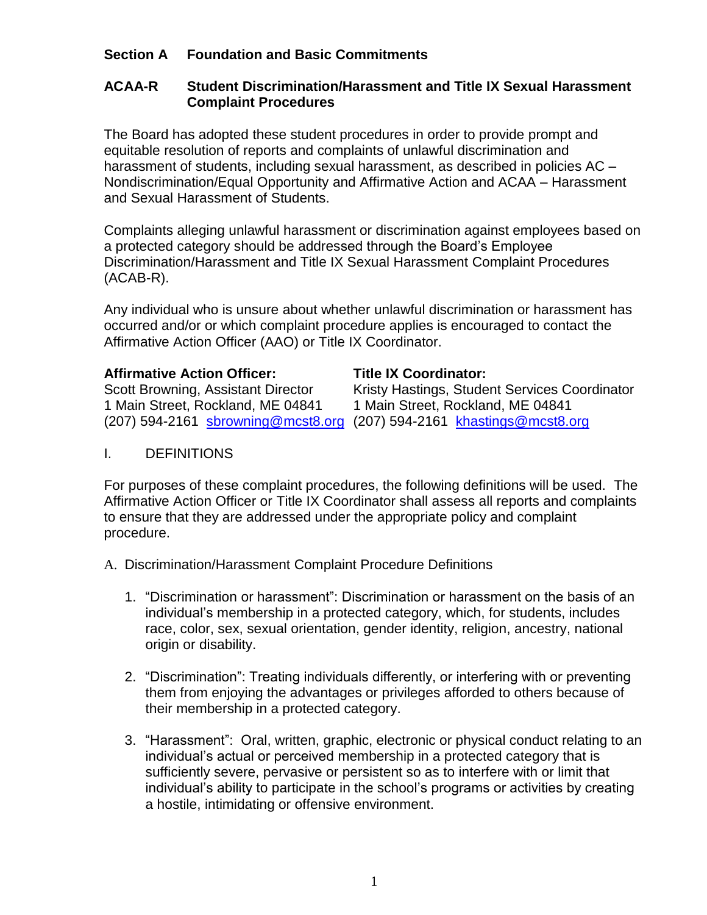## Section A Foundation and Basic Commitments

## ACAA-R Student Discrimination/Harassment and Title IX Sexual Harassment Complaint Procedures

The Board has adopted these student procedures in order to provide prompt and equitable resolution of reports and complaints of unlawful discrimination and harassment of students, including sexual harassment, as described in policies AC – Nondiscrimination/Equal Opportunity and Affirmative Action and ACAA – Harassment and Sexual Harassment of Students.

Complaints alleging unlawful harassment or discrimination against employees based on a protected category should be addressed through the Board's Employee Discrimination/Harassment and Title IX Sexual Harassment Complaint Procedures (ACAB-R).

Any individual who is unsure about whether unlawful discrimination or harassment has occurred and/or or which complaint procedure applies is encouraged to contact the Affirmative Action Officer (AAO) or Title IX Coordinator.

**Affirmative Action Officer:**
Scott Browning, Assistant Director
1 Main Street, Rockland, ME 04841
(207) 594-2161 sbrowning@mcst8.org

**Title IX Coordinator:**
Kristy Hastings, Student Services Coordinator
1 Main Street, Rockland, ME 04841
(207) 594-2161 khastings@mcst8.org

I. DEFINITIONS

For purposes of these complaint procedures, the following definitions will be used. The Affirmative Action Officer or Title IX Coordinator shall assess all reports and complaints to ensure that they are addressed under the appropriate policy and complaint procedure.

A. Discrimination/Harassment Complaint Procedure Definitions

1. "Discrimination or harassment": Discrimination or harassment on the basis of an individual's membership in a protected category, which, for students, includes race, color, sex, sexual orientation, gender identity, religion, ancestry, national origin or disability.

2. "Discrimination": Treating individuals differently, or interfering with or preventing them from enjoying the advantages or privileges afforded to others because of their membership in a protected category.

3. "Harassment": Oral, written, graphic, electronic or physical conduct relating to an individual's actual or perceived membership in a protected category that is sufficiently severe, pervasive or persistent so as to interfere with or limit that individual's ability to participate in the school's programs or activities by creating a hostile, intimidating or offensive environment.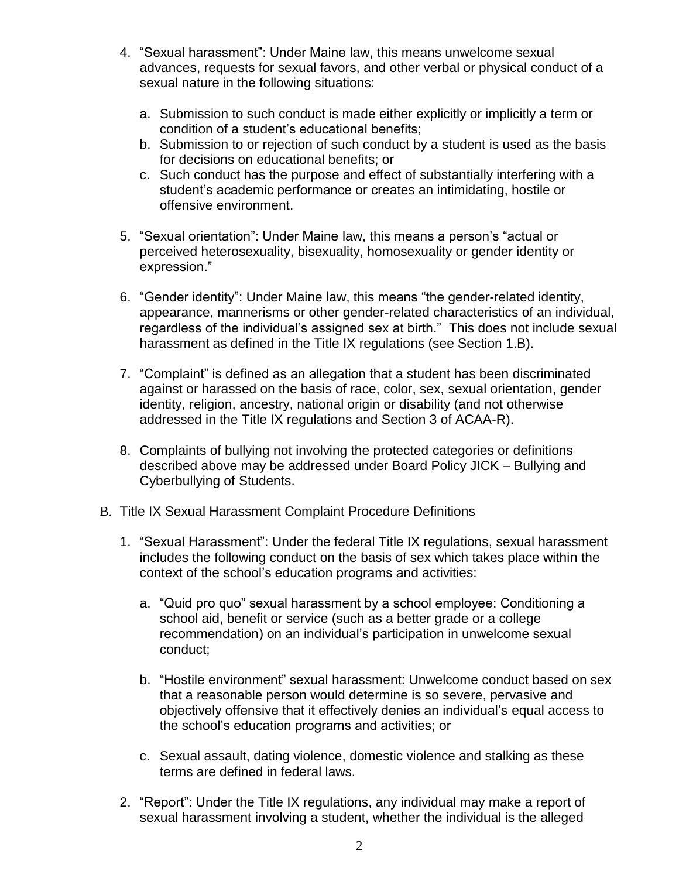4. “Sexual harassment”: Under Maine law, this means unwelcome sexual advances, requests for sexual favors, and other verbal or physical conduct of a sexual nature in the following situations:

   a. Submission to such conduct is made either explicitly or implicitly a term or condition of a student’s educational benefits;
   b. Submission to or rejection of such conduct by a student is used as the basis for decisions on educational benefits; or
   c. Such conduct has the purpose and effect of substantially interfering with a student’s academic performance or creates an intimidating, hostile or offensive environment.

5. “Sexual orientation”: Under Maine law, this means a person’s “actual or perceived heterosexuality, bisexuality, homosexuality or gender identity or expression.”

6. “Gender identity”: Under Maine law, this means “the gender-related identity, appearance, mannerisms or other gender-related characteristics of an individual, regardless of the individual’s assigned sex at birth.” This does not include sexual harassment as defined in the Title IX regulations (see Section 1.B).

7. “Complaint” is defined as an allegation that a student has been discriminated against or harassed on the basis of race, color, sex, sexual orientation, gender identity, religion, ancestry, national origin or disability (and not otherwise addressed in the Title IX regulations and Section 3 of ACAA-R).

8. Complaints of bullying not involving the protected categories or definitions described above may be addressed under Board Policy JICK – Bullying and Cyberbullying of Students.

B. Title IX Sexual Harassment Complaint Procedure Definitions

1. “Sexual Harassment”: Under the federal Title IX regulations, sexual harassment includes the following conduct on the basis of sex which takes place within the context of the school’s education programs and activities:

   a. “Quid pro quo” sexual harassment by a school employee: Conditioning a school aid, benefit or service (such as a better grade or a college recommendation) on an individual’s participation in unwelcome sexual conduct;

   b. “Hostile environment” sexual harassment: Unwelcome conduct based on sex that a reasonable person would determine is so severe, pervasive and objectively offensive that it effectively denies an individual’s equal access to the school’s education programs and activities; or

   c. Sexual assault, dating violence, domestic violence and stalking as these terms are defined in federal laws.

2. “Report”: Under the Title IX regulations, any individual may make a report of sexual harassment involving a student, whether the individual is the alleged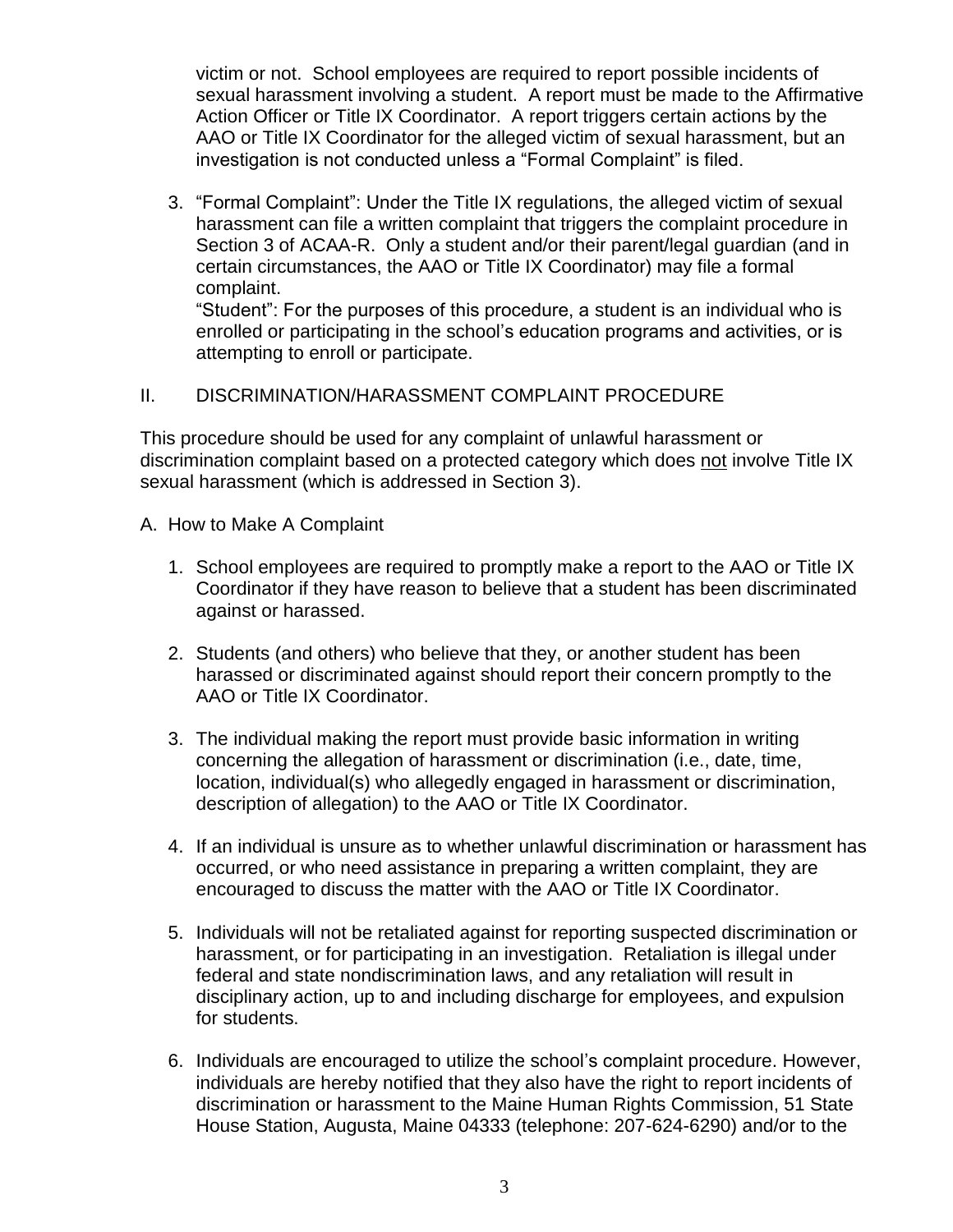victim or not. School employees are required to report possible incidents of sexual harassment involving a student. A report must be made to the Affirmative Action Officer or Title IX Coordinator. A report triggers certain actions by the AAO or Title IX Coordinator for the alleged victim of sexual harassment, but an investigation is not conducted unless a "Formal Complaint" is filed.

3. "Formal Complaint": Under the Title IX regulations, the alleged victim of sexual harassment can file a written complaint that triggers the complaint procedure in Section 3 of ACAA-R. Only a student and/or their parent/legal guardian (and in certain circumstances, the AAO or Title IX Coordinator) may file a formal complaint.
   "Student": For the purposes of this procedure, a student is an individual who is enrolled or participating in the school's education programs and activities, or is attempting to enroll or participate.

## II. DISCRIMINATION/HARASSMENT COMPLAINT PROCEDURE

This procedure should be used for any complaint of unlawful harassment or discrimination complaint based on a protected category which does not involve Title IX sexual harassment (which is addressed in Section 3).

### A. How to Make A Complaint

1. School employees are required to promptly make a report to the AAO or Title IX Coordinator if they have reason to believe that a student has been discriminated against or harassed.

2. Students (and others) who believe that they, or another student has been harassed or discriminated against should report their concern promptly to the AAO or Title IX Coordinator.

3. The individual making the report must provide basic information in writing concerning the allegation of harassment or discrimination (i.e., date, time, location, individual(s) who allegedly engaged in harassment or discrimination, description of allegation) to the AAO or Title IX Coordinator.

4. If an individual is unsure as to whether unlawful discrimination or harassment has occurred, or who need assistance in preparing a written complaint, they are encouraged to discuss the matter with the AAO or Title IX Coordinator.

5. Individuals will not be retaliated against for reporting suspected discrimination or harassment, or for participating in an investigation. Retaliation is illegal under federal and state nondiscrimination laws, and any retaliation will result in disciplinary action, up to and including discharge for employees, and expulsion for students.

6. Individuals are encouraged to utilize the school's complaint procedure. However, individuals are hereby notified that they also have the right to report incidents of discrimination or harassment to the Maine Human Rights Commission, 51 State House Station, Augusta, Maine 04333 (telephone: 207-624-6290) and/or to the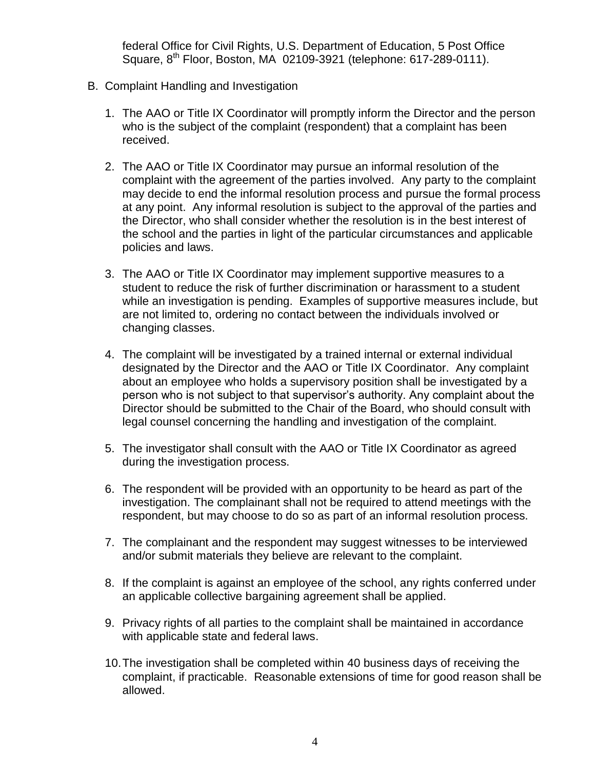federal Office for Civil Rights, U.S. Department of Education, 5 Post Office Square, 8th Floor, Boston, MA 02109-3921 (telephone: 617-289-0111).

B. Complaint Handling and Investigation

1. The AAO or Title IX Coordinator will promptly inform the Director and the person who is the subject of the complaint (respondent) that a complaint has been received.

2. The AAO or Title IX Coordinator may pursue an informal resolution of the complaint with the agreement of the parties involved. Any party to the complaint may decide to end the informal resolution process and pursue the formal process at any point. Any informal resolution is subject to the approval of the parties and the Director, who shall consider whether the resolution is in the best interest of the school and the parties in light of the particular circumstances and applicable policies and laws.

3. The AAO or Title IX Coordinator may implement supportive measures to a student to reduce the risk of further discrimination or harassment to a student while an investigation is pending. Examples of supportive measures include, but are not limited to, ordering no contact between the individuals involved or changing classes.

4. The complaint will be investigated by a trained internal or external individual designated by the Director and the AAO or Title IX Coordinator. Any complaint about an employee who holds a supervisory position shall be investigated by a person who is not subject to that supervisor's authority. Any complaint about the Director should be submitted to the Chair of the Board, who should consult with legal counsel concerning the handling and investigation of the complaint.

5. The investigator shall consult with the AAO or Title IX Coordinator as agreed during the investigation process.

6. The respondent will be provided with an opportunity to be heard as part of the investigation. The complainant shall not be required to attend meetings with the respondent, but may choose to do so as part of an informal resolution process.

7. The complainant and the respondent may suggest witnesses to be interviewed and/or submit materials they believe are relevant to the complaint.

8. If the complaint is against an employee of the school, any rights conferred under an applicable collective bargaining agreement shall be applied.

9. Privacy rights of all parties to the complaint shall be maintained in accordance with applicable state and federal laws.

10. The investigation shall be completed within 40 business days of receiving the complaint, if practicable. Reasonable extensions of time for good reason shall be allowed.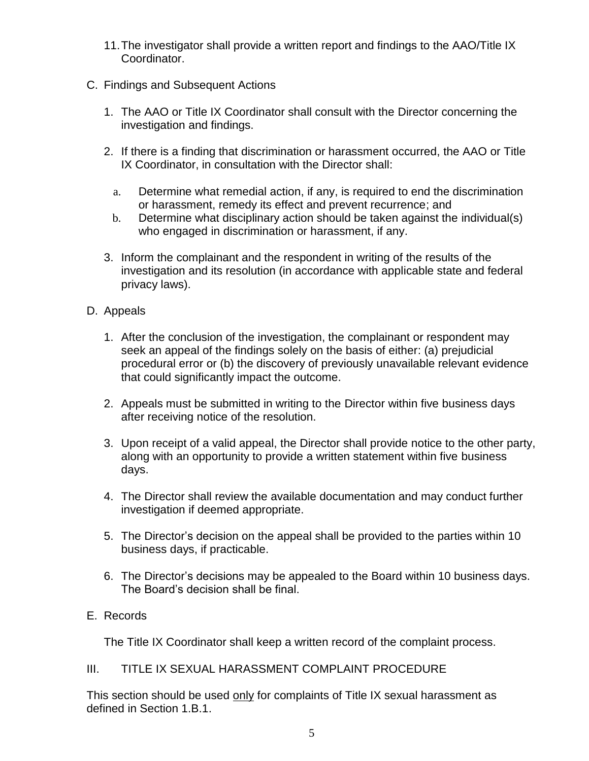11. The investigator shall provide a written report and findings to the AAO/Title IX Coordinator.

C. Findings and Subsequent Actions

   1. The AAO or Title IX Coordinator shall consult with the Director concerning the investigation and findings.

   2. If there is a finding that discrimination or harassment occurred, the AAO or Title IX Coordinator, in consultation with the Director shall:

      a. Determine what remedial action, if any, is required to end the discrimination or harassment, remedy its effect and prevent recurrence; and
      b. Determine what disciplinary action should be taken against the individual(s) who engaged in discrimination or harassment, if any.

   3. Inform the complainant and the respondent in writing of the results of the investigation and its resolution (in accordance with applicable state and federal privacy laws).

D. Appeals

   1. After the conclusion of the investigation, the complainant or respondent may seek an appeal of the findings solely on the basis of either: (a) prejudicial procedural error or (b) the discovery of previously unavailable relevant evidence that could significantly impact the outcome.

   2. Appeals must be submitted in writing to the Director within five business days after receiving notice of the resolution.

   3. Upon receipt of a valid appeal, the Director shall provide notice to the other party, along with an opportunity to provide a written statement within five business days.

   4. The Director shall review the available documentation and may conduct further investigation if deemed appropriate.

   5. The Director's decision on the appeal shall be provided to the parties within 10 business days, if practicable.

   6. The Director's decisions may be appealed to the Board within 10 business days. The Board's decision shall be final.

E. Records

   The Title IX Coordinator shall keep a written record of the complaint process.

## III. TITLE IX SEXUAL HARASSMENT COMPLAINT PROCEDURE

This section should be used <u>only</u> for complaints of Title IX sexual harassment as defined in Section 1.B.1.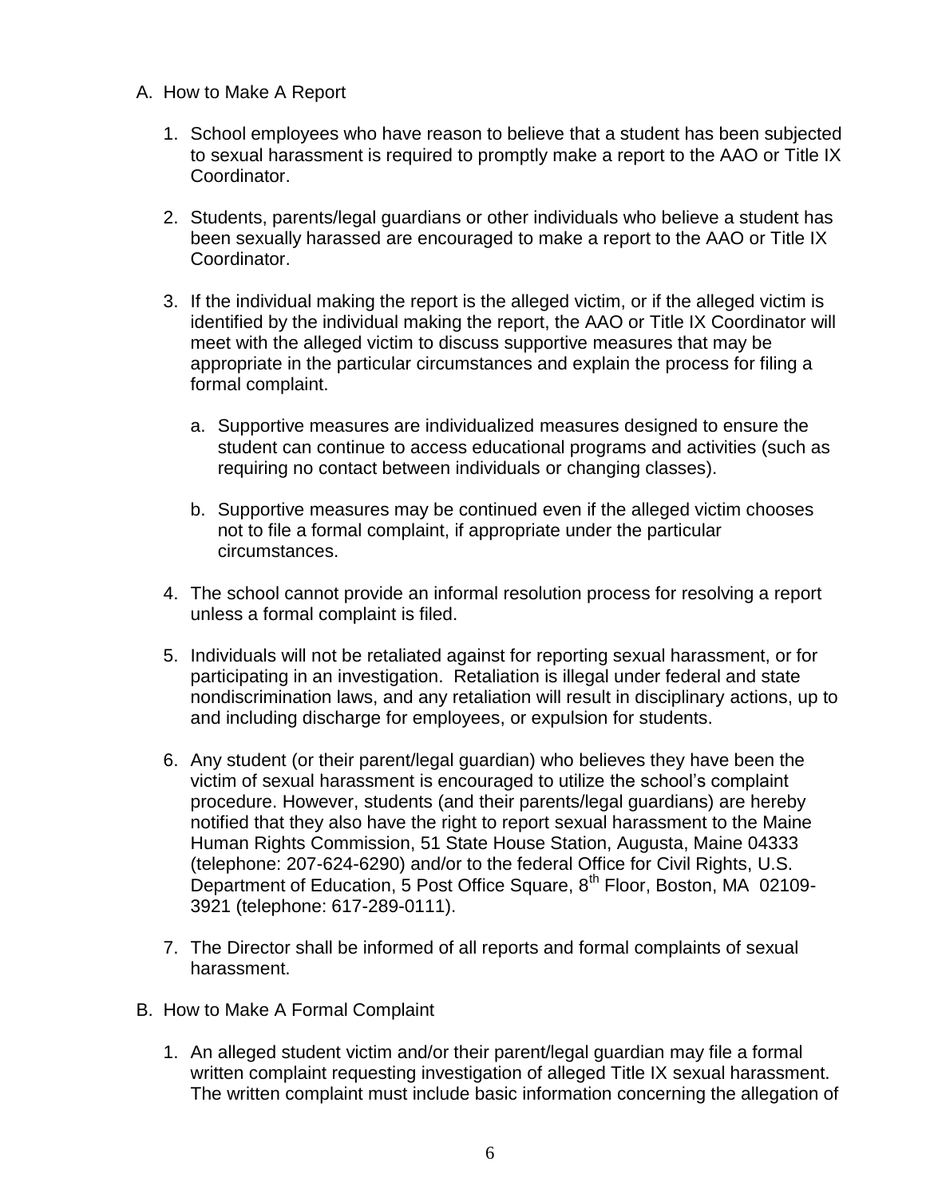A. How to Make A Report

1. School employees who have reason to believe that a student has been subjected to sexual harassment is required to promptly make a report to the AAO or Title IX Coordinator.

2. Students, parents/legal guardians or other individuals who believe a student has been sexually harassed are encouraged to make a report to the AAO or Title IX Coordinator.

3. If the individual making the report is the alleged victim, or if the alleged victim is identified by the individual making the report, the AAO or Title IX Coordinator will meet with the alleged victim to discuss supportive measures that may be appropriate in the particular circumstances and explain the process for filing a formal complaint.

   a. Supportive measures are individualized measures designed to ensure the student can continue to access educational programs and activities (such as requiring no contact between individuals or changing classes).

   b. Supportive measures may be continued even if the alleged victim chooses not to file a formal complaint, if appropriate under the particular circumstances.

4. The school cannot provide an informal resolution process for resolving a report unless a formal complaint is filed.

5. Individuals will not be retaliated against for reporting sexual harassment, or for participating in an investigation. Retaliation is illegal under federal and state nondiscrimination laws, and any retaliation will result in disciplinary actions, up to and including discharge for employees, or expulsion for students.

6. Any student (or their parent/legal guardian) who believes they have been the victim of sexual harassment is encouraged to utilize the school's complaint procedure. However, students (and their parents/legal guardians) are hereby notified that they also have the right to report sexual harassment to the Maine Human Rights Commission, 51 State House Station, Augusta, Maine 04333 (telephone: 207-624-6290) and/or to the federal Office for Civil Rights, U.S. Department of Education, 5 Post Office Square, 8th Floor, Boston, MA 02109-3921 (telephone: 617-289-0111).

7. The Director shall be informed of all reports and formal complaints of sexual harassment.

B. How to Make A Formal Complaint

1. An alleged student victim and/or their parent/legal guardian may file a formal written complaint requesting investigation of alleged Title IX sexual harassment. The written complaint must include basic information concerning the allegation of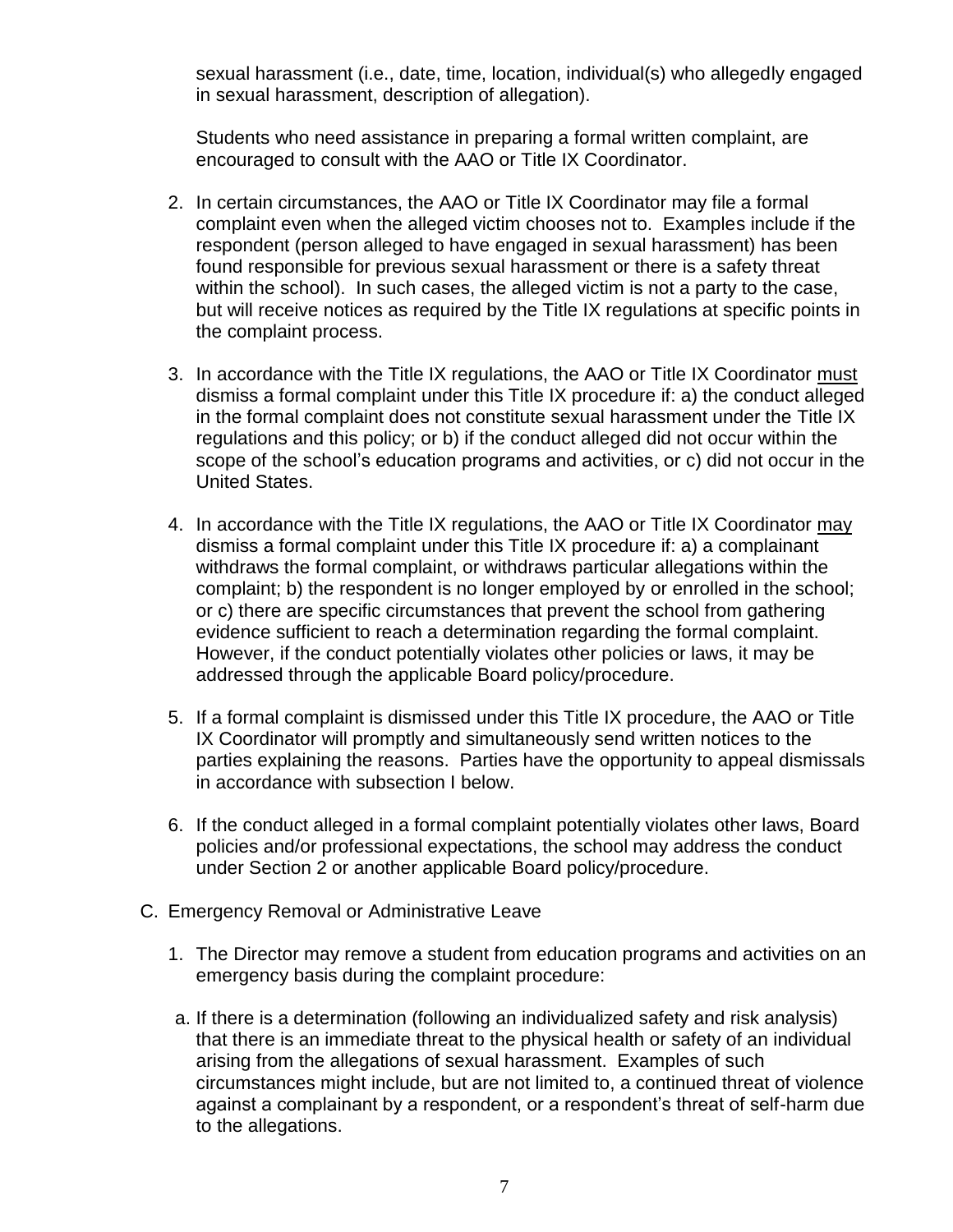sexual harassment (i.e., date, time, location, individual(s) who allegedly engaged in sexual harassment, description of allegation).

Students who need assistance in preparing a formal written complaint, are encouraged to consult with the AAO or Title IX Coordinator.

2. In certain circumstances, the AAO or Title IX Coordinator may file a formal complaint even when the alleged victim chooses not to. Examples include if the respondent (person alleged to have engaged in sexual harassment) has been found responsible for previous sexual harassment or there is a safety threat within the school). In such cases, the alleged victim is not a party to the case, but will receive notices as required by the Title IX regulations at specific points in the complaint process.

3. In accordance with the Title IX regulations, the AAO or Title IX Coordinator <u>must</u> dismiss a formal complaint under this Title IX procedure if: a) the conduct alleged in the formal complaint does not constitute sexual harassment under the Title IX regulations and this policy; or b) if the conduct alleged did not occur within the scope of the school's education programs and activities, or c) did not occur in the United States.

4. In accordance with the Title IX regulations, the AAO or Title IX Coordinator <u>may</u> dismiss a formal complaint under this Title IX procedure if: a) a complainant withdraws the formal complaint, or withdraws particular allegations within the complaint; b) the respondent is no longer employed by or enrolled in the school; or c) there are specific circumstances that prevent the school from gathering evidence sufficient to reach a determination regarding the formal complaint. However, if the conduct potentially violates other policies or laws, it may be addressed through the applicable Board policy/procedure.

5. If a formal complaint is dismissed under this Title IX procedure, the AAO or Title IX Coordinator will promptly and simultaneously send written notices to the parties explaining the reasons. Parties have the opportunity to appeal dismissals in accordance with subsection I below.

6. If the conduct alleged in a formal complaint potentially violates other laws, Board policies and/or professional expectations, the school may address the conduct under Section 2 or another applicable Board policy/procedure.

C. Emergency Removal or Administrative Leave

1. The Director may remove a student from education programs and activities on an emergency basis during the complaint procedure:

a. If there is a determination (following an individualized safety and risk analysis) that there is an immediate threat to the physical health or safety of an individual arising from the allegations of sexual harassment. Examples of such circumstances might include, but are not limited to, a continued threat of violence against a complainant by a respondent, or a respondent's threat of self-harm due to the allegations.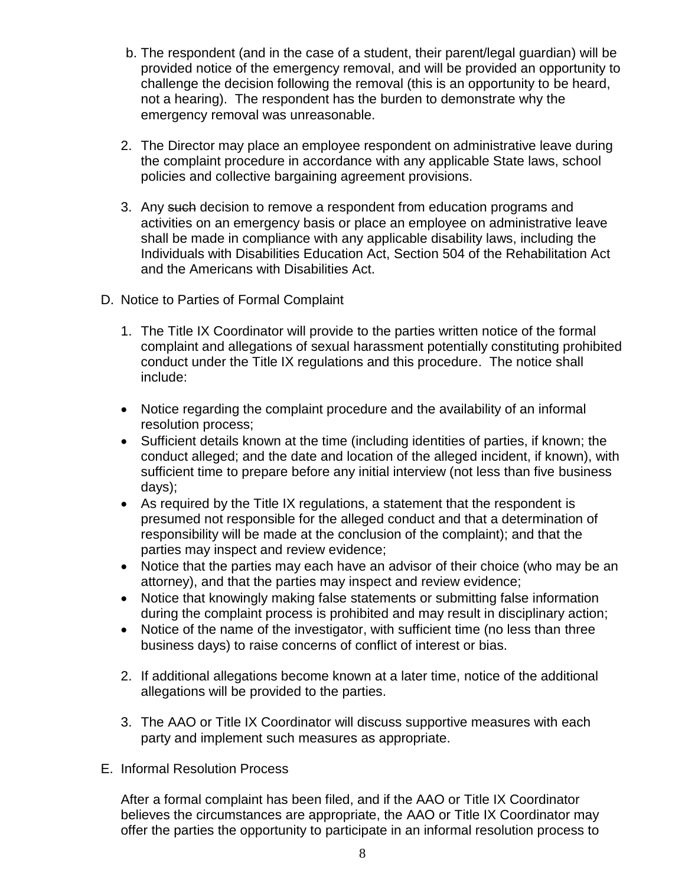b. The respondent (and in the case of a student, their parent/legal guardian) will be provided notice of the emergency removal, and will be provided an opportunity to challenge the decision following the removal (this is an opportunity to be heard, not a hearing). The respondent has the burden to demonstrate why the emergency removal was unreasonable.

2. The Director may place an employee respondent on administrative leave during the complaint procedure in accordance with any applicable State laws, school policies and collective bargaining agreement provisions.

3. Any ~~such~~ decision to remove a respondent from education programs and activities on an emergency basis or place an employee on administrative leave shall be made in compliance with any applicable disability laws, including the Individuals with Disabilities Education Act, Section 504 of the Rehabilitation Act and the Americans with Disabilities Act.

D. Notice to Parties of Formal Complaint

1. The Title IX Coordinator will provide to the parties written notice of the formal complaint and allegations of sexual harassment potentially constituting prohibited conduct under the Title IX regulations and this procedure. The notice shall include:

- Notice regarding the complaint procedure and the availability of an informal resolution process;
- Sufficient details known at the time (including identities of parties, if known; the conduct alleged; and the date and location of the alleged incident, if known), with sufficient time to prepare before any initial interview (not less than five business days);
- As required by the Title IX regulations, a statement that the respondent is presumed not responsible for the alleged conduct and that a determination of responsibility will be made at the conclusion of the complaint); and that the parties may inspect and review evidence;
- Notice that the parties may each have an advisor of their choice (who may be an attorney), and that the parties may inspect and review evidence;
- Notice that knowingly making false statements or submitting false information during the complaint process is prohibited and may result in disciplinary action;
- Notice of the name of the investigator, with sufficient time (no less than three business days) to raise concerns of conflict of interest or bias.

2. If additional allegations become known at a later time, notice of the additional allegations will be provided to the parties.

3. The AAO or Title IX Coordinator will discuss supportive measures with each party and implement such measures as appropriate.

E. Informal Resolution Process

After a formal complaint has been filed, and if the AAO or Title IX Coordinator believes the circumstances are appropriate, the AAO or Title IX Coordinator may offer the parties the opportunity to participate in an informal resolution process to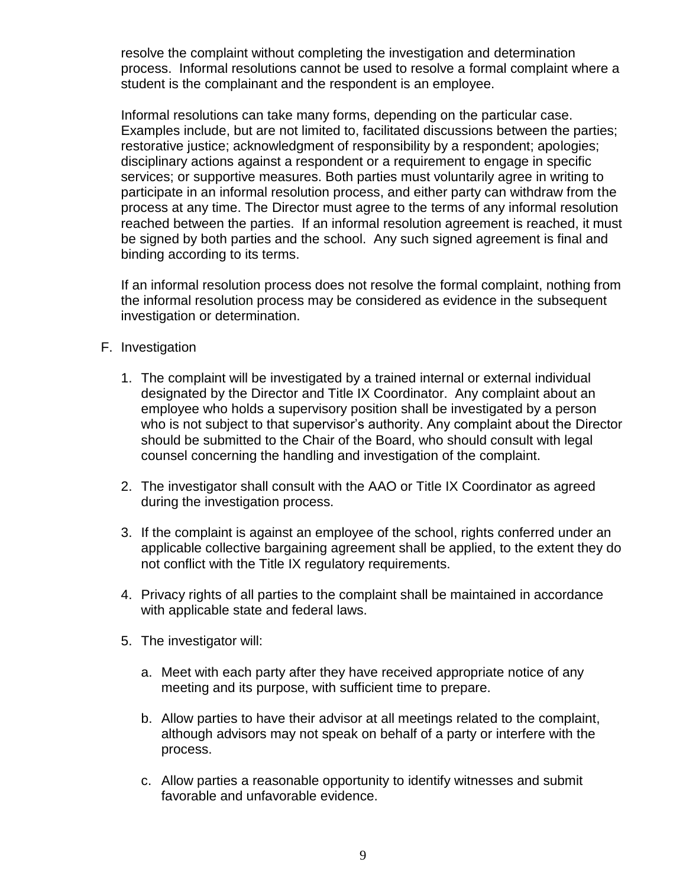resolve the complaint without completing the investigation and determination process. Informal resolutions cannot be used to resolve a formal complaint where a student is the complainant and the respondent is an employee.

Informal resolutions can take many forms, depending on the particular case. Examples include, but are not limited to, facilitated discussions between the parties; restorative justice; acknowledgment of responsibility by a respondent; apologies; disciplinary actions against a respondent or a requirement to engage in specific services; or supportive measures. Both parties must voluntarily agree in writing to participate in an informal resolution process, and either party can withdraw from the process at any time. The Director must agree to the terms of any informal resolution reached between the parties. If an informal resolution agreement is reached, it must be signed by both parties and the school. Any such signed agreement is final and binding according to its terms.

If an informal resolution process does not resolve the formal complaint, nothing from the informal resolution process may be considered as evidence in the subsequent investigation or determination.

F. Investigation

1. The complaint will be investigated by a trained internal or external individual designated by the Director and Title IX Coordinator. Any complaint about an employee who holds a supervisory position shall be investigated by a person who is not subject to that supervisor's authority. Any complaint about the Director should be submitted to the Chair of the Board, who should consult with legal counsel concerning the handling and investigation of the complaint.

2. The investigator shall consult with the AAO or Title IX Coordinator as agreed during the investigation process.

3. If the complaint is against an employee of the school, rights conferred under an applicable collective bargaining agreement shall be applied, to the extent they do not conflict with the Title IX regulatory requirements.

4. Privacy rights of all parties to the complaint shall be maintained in accordance with applicable state and federal laws.

5. The investigator will:

   a. Meet with each party after they have received appropriate notice of any meeting and its purpose, with sufficient time to prepare.

   b. Allow parties to have their advisor at all meetings related to the complaint, although advisors may not speak on behalf of a party or interfere with the process.

   c. Allow parties a reasonable opportunity to identify witnesses and submit favorable and unfavorable evidence.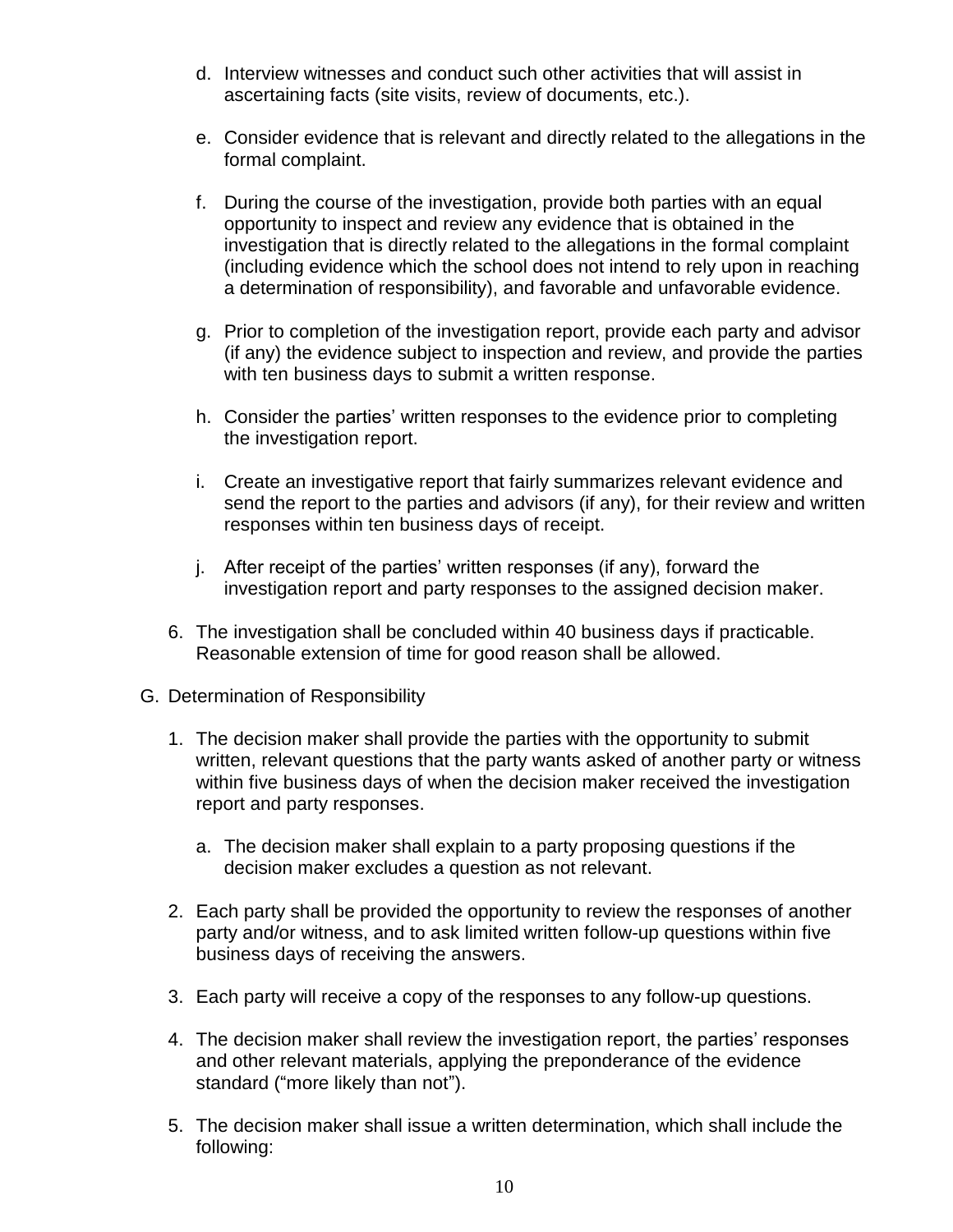d. Interview witnesses and conduct such other activities that will assist in ascertaining facts (site visits, review of documents, etc.).

   e. Consider evidence that is relevant and directly related to the allegations in the formal complaint.

   f. During the course of the investigation, provide both parties with an equal opportunity to inspect and review any evidence that is obtained in the investigation that is directly related to the allegations in the formal complaint (including evidence which the school does not intend to rely upon in reaching a determination of responsibility), and favorable and unfavorable evidence.

   g. Prior to completion of the investigation report, provide each party and advisor (if any) the evidence subject to inspection and review, and provide the parties with ten business days to submit a written response.

   h. Consider the parties' written responses to the evidence prior to completing the investigation report.

   i. Create an investigative report that fairly summarizes relevant evidence and send the report to the parties and advisors (if any), for their review and written responses within ten business days of receipt.

   j. After receipt of the parties' written responses (if any), forward the investigation report and party responses to the assigned decision maker.

6. The investigation shall be concluded within 40 business days if practicable. Reasonable extension of time for good reason shall be allowed.

G. Determination of Responsibility

1. The decision maker shall provide the parties with the opportunity to submit written, relevant questions that the party wants asked of another party or witness within five business days of when the decision maker received the investigation report and party responses.

   a. The decision maker shall explain to a party proposing questions if the decision maker excludes a question as not relevant.

2. Each party shall be provided the opportunity to review the responses of another party and/or witness, and to ask limited written follow-up questions within five business days of receiving the answers.

3. Each party will receive a copy of the responses to any follow-up questions.

4. The decision maker shall review the investigation report, the parties' responses and other relevant materials, applying the preponderance of the evidence standard ("more likely than not").

5. The decision maker shall issue a written determination, which shall include the following: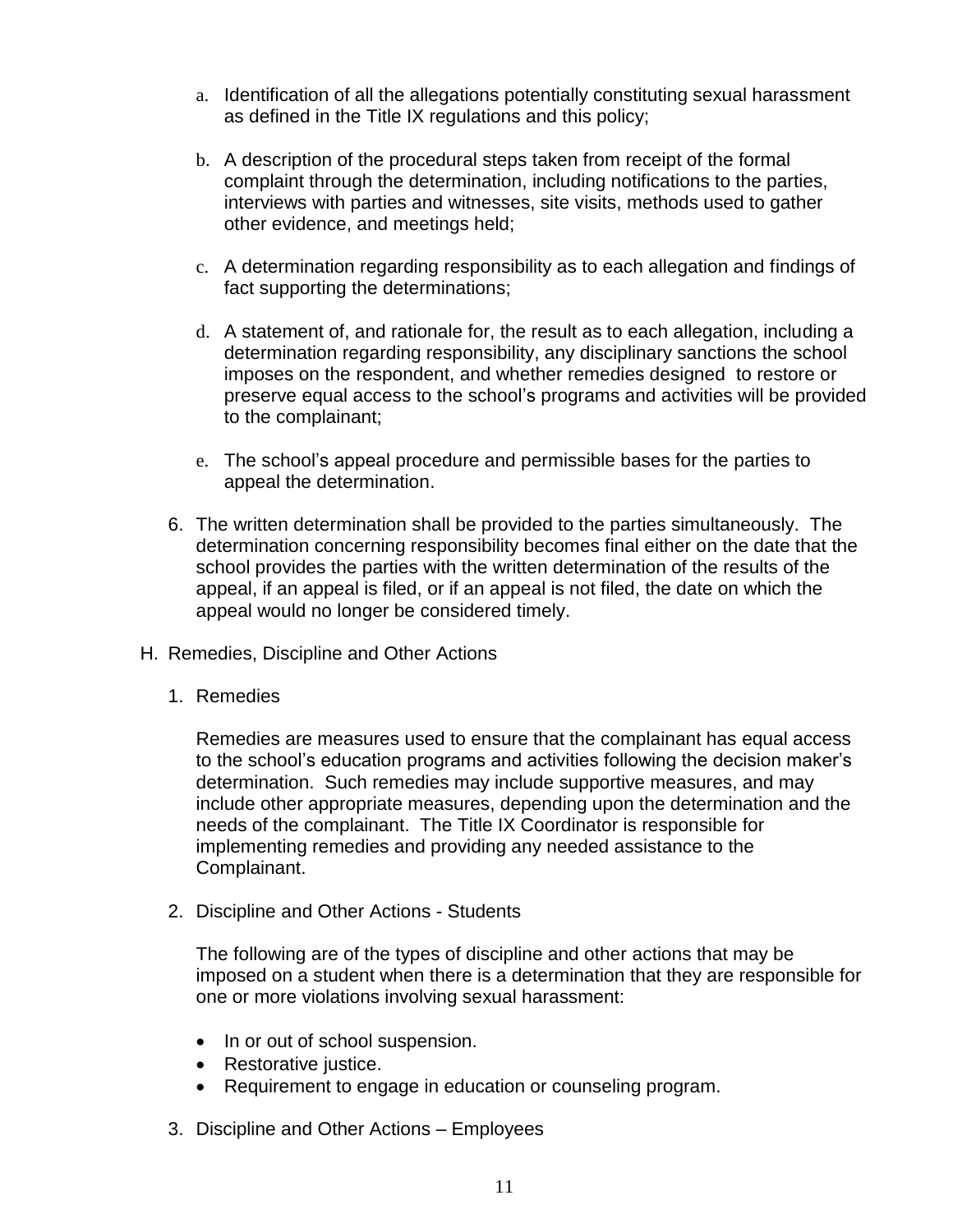a. Identification of all the allegations potentially constituting sexual harassment as defined in the Title IX regulations and this policy;

b. A description of the procedural steps taken from receipt of the formal complaint through the determination, including notifications to the parties, interviews with parties and witnesses, site visits, methods used to gather other evidence, and meetings held;

c. A determination regarding responsibility as to each allegation and findings of fact supporting the determinations;

d. A statement of, and rationale for, the result as to each allegation, including a determination regarding responsibility, any disciplinary sanctions the school imposes on the respondent, and whether remedies designed to restore or preserve equal access to the school's programs and activities will be provided to the complainant;

e. The school's appeal procedure and permissible bases for the parties to appeal the determination.

6. The written determination shall be provided to the parties simultaneously. The determination concerning responsibility becomes final either on the date that the school provides the parties with the written determination of the results of the appeal, if an appeal is filed, or if an appeal is not filed, the date on which the appeal would no longer be considered timely.

H. Remedies, Discipline and Other Actions

1. Remedies

Remedies are measures used to ensure that the complainant has equal access to the school's education programs and activities following the decision maker's determination. Such remedies may include supportive measures, and may include other appropriate measures, depending upon the determination and the needs of the complainant. The Title IX Coordinator is responsible for implementing remedies and providing any needed assistance to the Complainant.

2. Discipline and Other Actions - Students

The following are of the types of discipline and other actions that may be imposed on a student when there is a determination that they are responsible for one or more violations involving sexual harassment:

- In or out of school suspension.
- Restorative justice.
- Requirement to engage in education or counseling program.

3. Discipline and Other Actions – Employees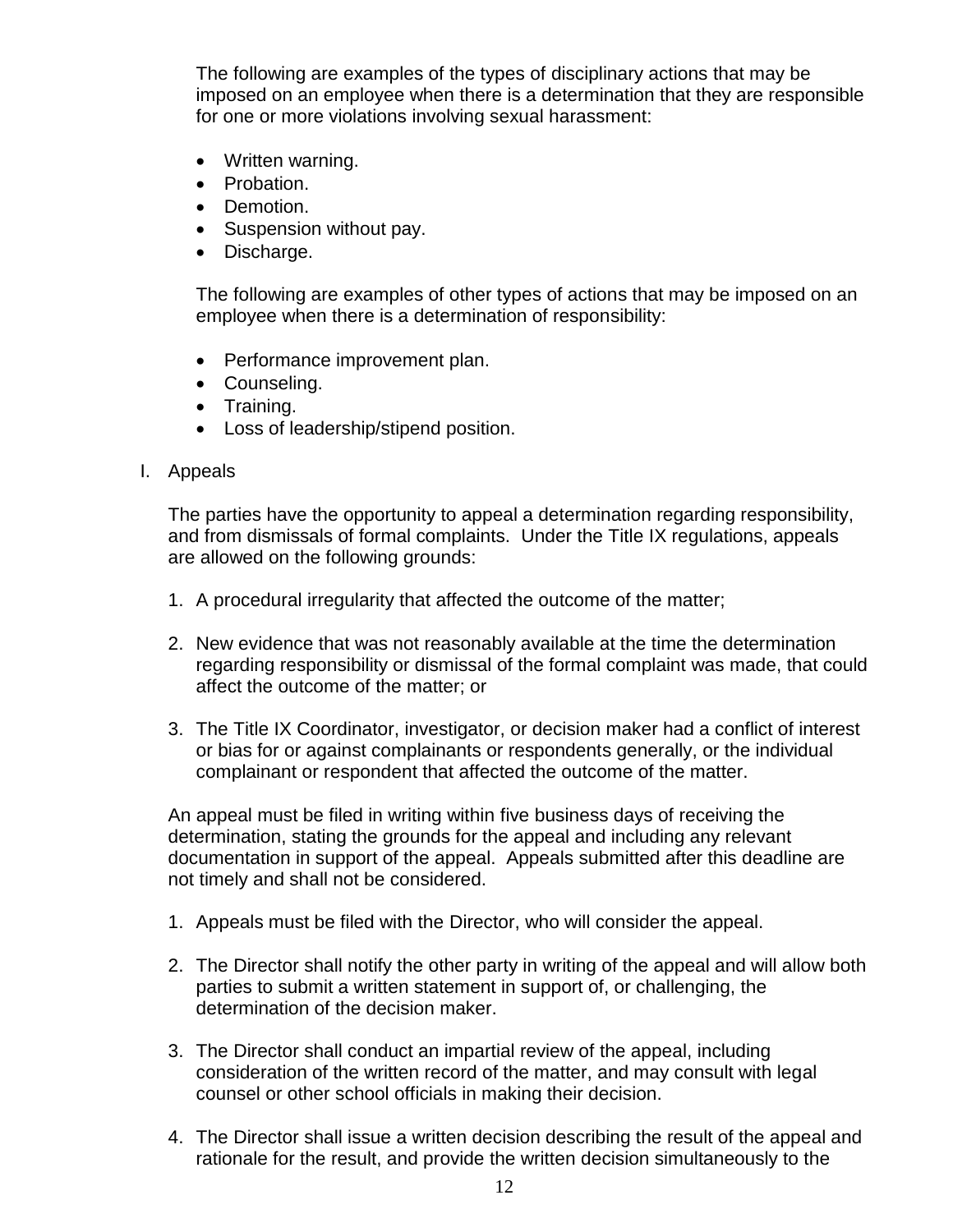The following are examples of the types of disciplinary actions that may be imposed on an employee when there is a determination that they are responsible for one or more violations involving sexual harassment:

- Written warning.
- Probation.
- Demotion.
- Suspension without pay.
- Discharge.

The following are examples of other types of actions that may be imposed on an employee when there is a determination of responsibility:

- Performance improvement plan.
- Counseling.
- Training.
- Loss of leadership/stipend position.

I. Appeals

The parties have the opportunity to appeal a determination regarding responsibility, and from dismissals of formal complaints. Under the Title IX regulations, appeals are allowed on the following grounds:

1. A procedural irregularity that affected the outcome of the matter;

2. New evidence that was not reasonably available at the time the determination regarding responsibility or dismissal of the formal complaint was made, that could affect the outcome of the matter; or

3. The Title IX Coordinator, investigator, or decision maker had a conflict of interest or bias for or against complainants or respondents generally, or the individual complainant or respondent that affected the outcome of the matter.

An appeal must be filed in writing within five business days of receiving the determination, stating the grounds for the appeal and including any relevant documentation in support of the appeal. Appeals submitted after this deadline are not timely and shall not be considered.

1. Appeals must be filed with the Director, who will consider the appeal.

2. The Director shall notify the other party in writing of the appeal and will allow both parties to submit a written statement in support of, or challenging, the determination of the decision maker.

3. The Director shall conduct an impartial review of the appeal, including consideration of the written record of the matter, and may consult with legal counsel or other school officials in making their decision.

4. The Director shall issue a written decision describing the result of the appeal and rationale for the result, and provide the written decision simultaneously to the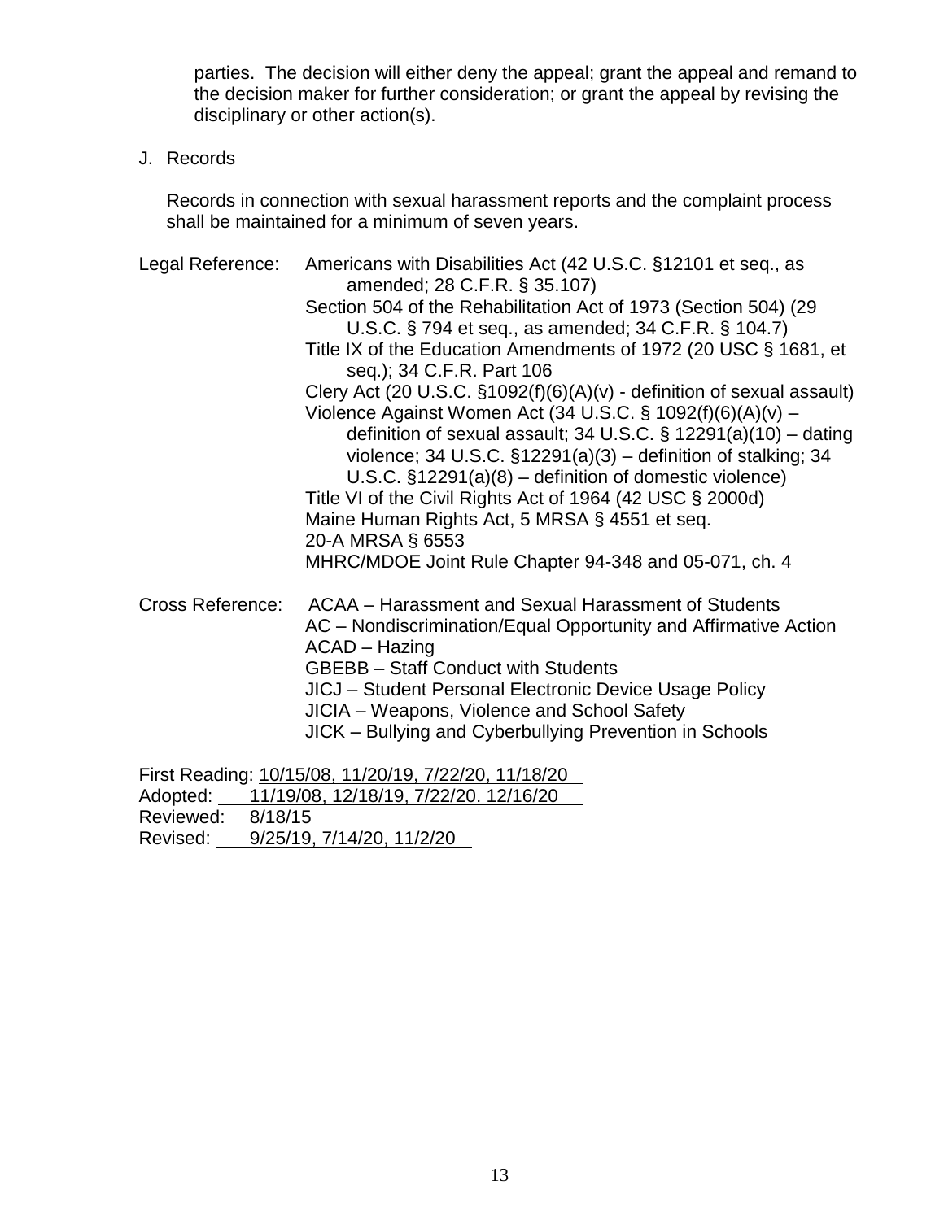parties. The decision will either deny the appeal; grant the appeal and remand to the decision maker for further consideration; or grant the appeal by revising the disciplinary or other action(s).

J. Records

Records in connection with sexual harassment reports and the complaint process shall be maintained for a minimum of seven years.

Legal Reference: Americans with Disabilities Act (42 U.S.C. §12101 et seq., as amended; 28 C.F.R. § 35.107)
Section 504 of the Rehabilitation Act of 1973 (Section 504) (29 U.S.C. § 794 et seq., as amended; 34 C.F.R. § 104.7)
Title IX of the Education Amendments of 1972 (20 USC § 1681, et seq.); 34 C.F.R. Part 106
Clery Act (20 U.S.C. §1092(f)(6)(A)(v) - definition of sexual assault)
Violence Against Women Act (34 U.S.C. § 1092(f)(6)(A)(v) – definition of sexual assault; 34 U.S.C. § 12291(a)(10) – dating violence; 34 U.S.C. §12291(a)(3) – definition of stalking; 34 U.S.C. §12291(a)(8) – definition of domestic violence)
Title VI of the Civil Rights Act of 1964 (42 USC § 2000d)
Maine Human Rights Act, 5 MRSA § 4551 et seq.
20-A MRSA § 6553
MHRC/MDOE Joint Rule Chapter 94-348 and 05-071, ch. 4

Cross Reference: ACAA – Harassment and Sexual Harassment of Students
AC – Nondiscrimination/Equal Opportunity and Affirmative Action
ACAD – Hazing
GBEBB – Staff Conduct with Students
JICJ – Student Personal Electronic Device Usage Policy
JICIA – Weapons, Violence and School Safety
JICK – Bullying and Cyberbullying Prevention in Schools

First Reading: 10/15/08, 11/20/19, 7/22/20, 11/18/20
Adopted: 11/19/08, 12/18/19, 7/22/20. 12/16/20
Reviewed: 8/18/15
Revised: 9/25/19, 7/14/20, 11/2/20